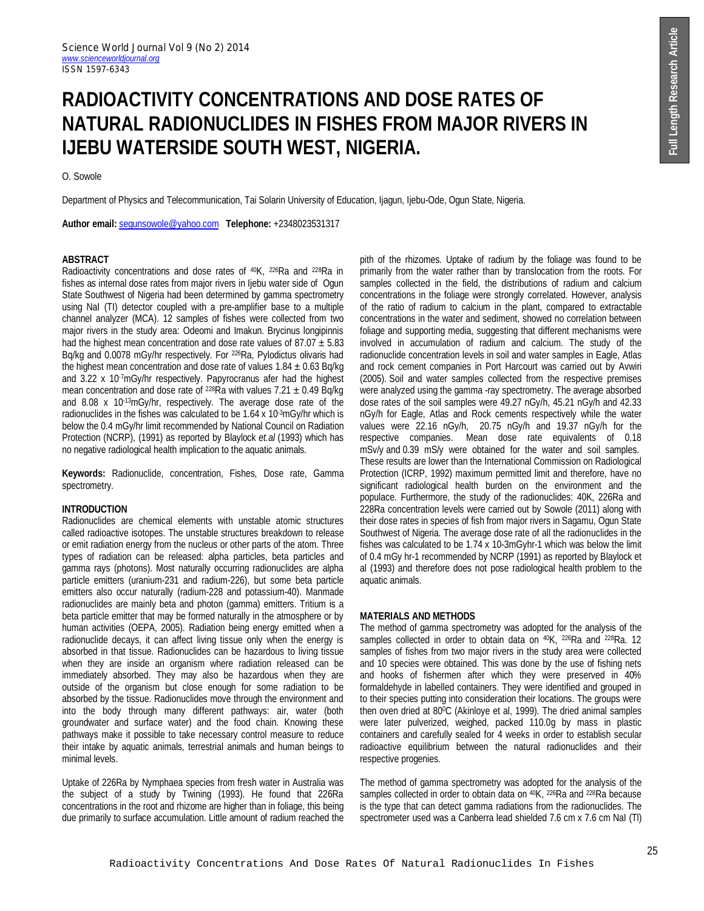# RADIOACTIVITY CONCENTRATIONS AND DOSE RATES OF NATURAL RADIONUCLIDES IN FISHES FROM MAJOR RIVERS IN IJEBU WATERSIDE SOUTH WEST, NIGERIA.

O. Sowole

Department of Physics and Telecommunication, Tai Solarin University of Education, Ijagun, Ijebu-Ode, Ogun State, Nigeria.

**Author email:** segunsowole@yahoo.com **Telephone:** +2348023531317

## ABSTRACT

Radioactivity concentrations and dose rates of $^{40}$K, $^{226}$Ra and $^{228}$Ra in fishes as internal dose rates from major rivers in Ijebu water side of Ogun State Southwest of Nigeria had been determined by gamma spectrometry using NaI (TI) detector coupled with a pre-amplifier base to a multiple channel analyzer (MCA). 12 samples of fishes were collected from two major rivers in the study area: Odeomi and Imakun. Brycinus longipinnis had the highest mean concentration and dose rate values of 87.07 ± 5.83 Bq/kg and 0.0078 mGy/hr respectively. For $^{226}$Ra, Pylodictus olivaris had the highest mean concentration and dose rate of values 1.84 ± 0.63 Bq/kg and 3.22 x $10^{-7}$mGy/hr respectively. Papyrocranus afer had the highest mean concentration and dose rate of $^{228}$Ra with values 7.21 ± 0.49 Bq/kg and 8.08 x $10^{-13}$mGy/hr, respectively. The average dose rate of the radionuclides in the fishes was calculated to be 1.64 x $10^{-3}$mGy/hr which is below the 0.4 mGy/hr limit recommended by National Council on Radiation Protection (NCRP), (1991) as reported by Blaylock *et.al* (1993) which has no negative radiological health implication to the aquatic animals.

**Keywords:** Radionuclide, concentration, Fishes, Dose rate, Gamma spectrometry.

## INTRODUCTION

Radionuclides are chemical elements with unstable atomic structures called radioactive isotopes. The unstable structures breakdown to release or emit radiation energy from the nucleus or other parts of the atom. Three types of radiation can be released: alpha particles, beta particles and gamma rays (photons). Most naturally occurring radionuclides are alpha particle emitters (uranium-231 and radium-226), but some beta particle emitters also occur naturally (radium-228 and potassium-40). Manmade radionuclides are mainly beta and photon (gamma) emitters. Tritium is a beta particle emitter that may be formed naturally in the atmosphere or by human activities (OEPA, 2005). Radiation being energy emitted when a radionuclide decays, it can affect living tissue only when the energy is absorbed in that tissue. Radionuclides can be hazardous to living tissue when they are inside an organism where radiation released can be immediately absorbed. They may also be hazardous when they are outside of the organism but close enough for some radiation to be absorbed by the tissue. Radionuclides move through the environment and into the body through many different pathways: air, water (both groundwater and surface water) and the food chain. Knowing these pathways make it possible to take necessary control measure to reduce their intake by aquatic animals, terrestrial animals and human beings to minimal levels.

Uptake of 226Ra by Nymphaea species from fresh water in Australia was the subject of a study by Twining (1993). He found that 226Ra concentrations in the root and rhizome are higher than in foliage, this being due primarily to surface accumulation. Little amount of radium reached the pith of the rhizomes. Uptake of radium by the foliage was found to be primarily from the water rather than by translocation from the roots. For samples collected in the field, the distributions of radium and calcium concentrations in the foliage were strongly correlated. However, analysis of the ratio of radium to calcium in the plant, compared to extractable concentrations in the water and sediment, showed no correlation between foliage and supporting media, suggesting that different mechanisms were involved in accumulation of radium and calcium. The study of the radionuclide concentration levels in soil and water samples in Eagle, Atlas and rock cement companies in Port Harcourt was carried out by Avwiri (2005). Soil and water samples collected from the respective premises were analyzed using the gamma -ray spectrometry. The average absorbed dose rates of the soil samples were 49.27 nGy/h, 45.21 nGy/h and 42.33 nGy/h for Eagle, Atlas and Rock cements respectively while the water values were 22.16 nGy/h, 20.75 nGy/h and 19.37 nGy/h for the respective companies. Mean dose rate equivalents of 0.18 mSv/y and 0.39 mS/y were obtained for the water and soil samples. These results are lower than the International Commission on Radiological Protection (ICRP, 1992) maximum permitted limit and therefore, have no significant radiological health burden on the environment and the populace. Furthermore, the study of the radionuclides: 40K, 226Ra and 228Ra concentration levels were carried out by Sowole (2011) along with their dose rates in species of fish from major rivers in Sagamu, Ogun State Southwest of Nigeria. The average dose rate of all the radionuclides in the fishes was calculated to the 1.74 x 10-3mGyhr-1 which was below the limit of 0.4 mGy hr-1 recommended by NCRP (1991) as reported by Blaylock et al (1993) and therefore does not pose radiological health problem to the aquatic animals.

## MATERIALS AND METHODS

The method of gamma spectrometry was adopted for the analysis of the samples collected in order to obtain data on $^{40}$K, $^{226}$Ra and $^{228}$Ra. 12 samples of fishes from two major rivers in the study area were collected and 10 species were obtained. This was done by the use of fishing nets and hooks of fishermen after which they were preserved in 40% formaldehyde in labelled containers. They were identified and grouped in to their species putting into consideration their locations. The groups were then oven dried at 80$^{0}$C (Akinloye et al, 1999). The dried animal samples were later pulverized, weighed, packed 110.0g by mass in plastic containers and carefully sealed for 4 weeks in order to establish secular radioactive equilibrium between the natural radionuclides and their respective progenies.

The method of gamma spectrometry was adopted for the analysis of the samples collected in order to obtain data on $^{40}$K, $^{226}$Ra and $^{228}$Ra because is the type that can detect gamma radiations from the radionuclides. The spectrometer used was a Canberra lead shielded 7.6 cm x 7.6 cm NaI (Tl)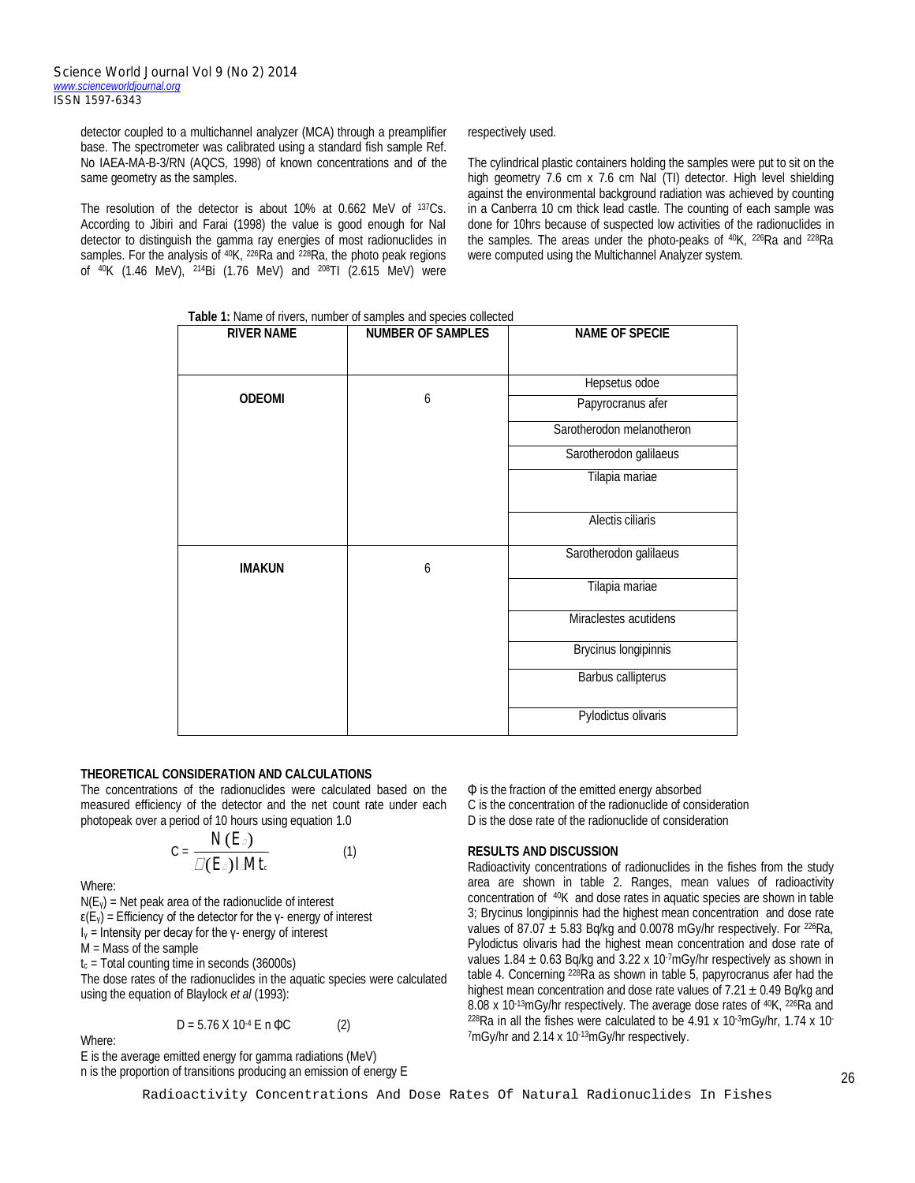detector coupled to a multichannel analyzer (MCA) through a preamplifier base. The spectrometer was calibrated using a standard fish sample Ref. No IAEA-MA-B-3/RN (AQCS, 1998) of known concentrations and of the same geometry as the samples.

The resolution of the detector is about 10% at 0.662 MeV of $^{137}$Cs. According to Jibiri and Farai (1998) the value is good enough for NaI detector to distinguish the gamma ray energies of most radionuclides in samples. For the analysis of $^{40}$K, $^{226}$Ra and $^{228}$Ra, the photo peak regions of $^{40}$K (1.46 MeV), $^{214}$Bi (1.76 MeV) and $^{208}$Tl (2.615 MeV) were respectively used.

The cylindrical plastic containers holding the samples were put to sit on the high geometry 7.6 cm x 7.6 cm NaI (Tl) detector. High level shielding against the environmental background radiation was achieved by counting in a Canberra 10 cm thick lead castle. The counting of each sample was done for 10hrs because of suspected low activities of the radionuclides in the samples. The areas under the photo-peaks of $^{40}$K, $^{226}$Ra and $^{228}$Ra were computed using the Multichannel Analyzer system.

**Table 1:** Name of rivers, number of samples and species collected

| RIVER NAME | NUMBER OF SAMPLES | NAME OF SPECIE |
|---|---|---|
| ODEOMI | 6 | Hepsetus odoe |
| | | Papyrocranus afer |
| | | Sarotherodon melanotheron |
| | | Sarotherodon galilaeus |
| | | Tilapia mariae |
| | | Alectis ciliaris |
| IMAKUN | 6 | Sarotherodon galilaeus |
| | | Tilapia mariae |
| | | Miraclestes acutidens |
| | | Brycinus longipinnis |
| | | Barbus callipterus |
| | | Pylodictus olivaris |

### THEORETICAL CONSIDERATION AND CALCULATIONS

The concentrations of the radionuclides were calculated based on the measured efficiency of the detector and the net count rate under each photopeak over a period of 10 hours using equation 1.0

$$C = \frac{N(E_\gamma)}{\varepsilon(E_\gamma) I_\gamma M t_c} \qquad (1)$$

Where:

$N(E_\gamma)$ = Net peak area of the radionuclide of interest
$\varepsilon(E_\gamma)$ = Efficiency of the detector for the γ- energy of interest
$I_\gamma$ = Intensity per decay for the γ- energy of interest
M = Mass of the sample
$t_c$ = Total counting time in seconds (36000s)

The dose rates of the radionuclides in the aquatic species were calculated using the equation of Blaylock *et al* (1993):

$$D = 5.76 \times 10^{-4}\, E\, n\, \Phi C \qquad (2)$$

Where:

E is the average emitted energy for gamma radiations (MeV)
n is the proportion of transitions producing an emission of energy E
Φ is the fraction of the emitted energy absorbed
C is the concentration of the radionuclide of consideration
D is the dose rate of the radionuclide of consideration

### RESULTS AND DISCUSSION

Radioactivity concentrations of radionuclides in the fishes from the study area are shown in table 2. Ranges, mean values of radioactivity concentration of $^{40}$K and dose rates in aquatic species are shown in table 3; Brycinus longipinnis had the highest mean concentration and dose rate values of 87.07 ± 5.83 Bq/kg and 0.0078 mGy/hr respectively. For $^{226}$Ra, Pylodictus olivaris had the highest mean concentration and dose rate of values 1.84 ± 0.63 Bq/kg and 3.22 x $10^{-7}$mGy/hr respectively as shown in table 4. Concerning $^{228}$Ra as shown in table 5, papyrocranus afer had the highest mean concentration and dose rate values of 7.21 ± 0.49 Bq/kg and 8.08 x $10^{-13}$mGy/hr respectively. The average dose rates of $^{40}$K, $^{226}$Ra and $^{228}$Ra in all the fishes were calculated to be 4.91 x $10^{-3}$mGy/hr, 1.74 x $10^{-7}$mGy/hr and 2.14 x $10^{-13}$mGy/hr respectively.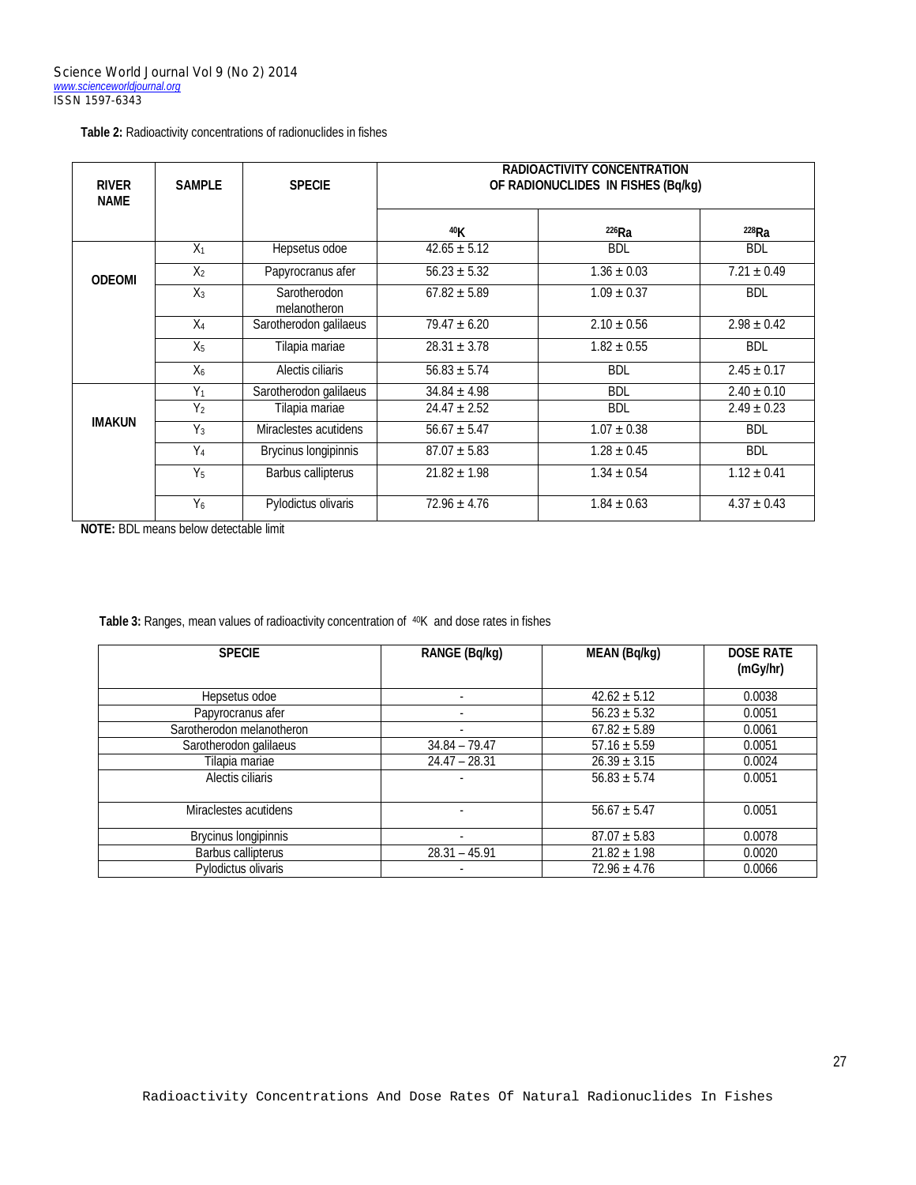**Table 2:** Radioactivity concentrations of radionuclides in fishes

| RIVER NAME | SAMPLE | SPECIE | RADIOACTIVITY CONCENTRATION OF RADIONUCLIDES IN FISHES (Bq/kg) | | |
|---|---|---|---|---|---|
| | | | $^{40}$K | $^{226}$Ra | $^{228}$Ra |
| ODEOMI | $X_1$ | Hepsetus odoe | 42.65 ± 5.12 | BDL | BDL |
| | $X_2$ | Papyrocranus afer | 56.23 ± 5.32 | 1.36 ± 0.03 | 7.21 ± 0.49 |
| | $X_3$ | Sarotherodon melanotheron | 67.82 ± 5.89 | 1.09 ± 0.37 | BDL |
| | $X_4$ | Sarotherodon galilaeus | 79.47 ± 6.20 | 2.10 ± 0.56 | 2.98 ± 0.42 |
| | $X_5$ | Tilapia mariae | 28.31 ± 3.78 | 1.82 ± 0.55 | BDL |
| | $X_6$ | Alectis ciliaris | 56.83 ± 5.74 | BDL | 2.45 ± 0.17 |
| IMAKUN | $Y_1$ | Sarotherodon galilaeus | 34.84 ± 4.98 | BDL | 2.40 ± 0.10 |
| | $Y_2$ | Tilapia mariae | 24.47 ± 2.52 | BDL | 2.49 ± 0.23 |
| | $Y_3$ | Miraclestes acutidens | 56.67 ± 5.47 | 1.07 ± 0.38 | BDL |
| | $Y_4$ | Brycinus longipinnis | 87.07 ± 5.83 | 1.28 ± 0.45 | BDL |
| | $Y_5$ | Barbus callipterus | 21.82 ± 1.98 | 1.34 ± 0.54 | 1.12 ± 0.41 |
| | $Y_6$ | Pylodictus olivaris | 72.96 ± 4.76 | 1.84 ± 0.63 | 4.37 ± 0.43 |

**NOTE:** BDL means below detectable limit

**Table 3:** Ranges, mean values of radioactivity concentration of $^{40}$K and dose rates in fishes

| SPECIE | RANGE (Bq/kg) | MEAN (Bq/kg) | DOSE RATE (mGy/hr) |
|---|---|---|---|
| Hepsetus odoe | - | 42.62 ± 5.12 | 0.0038 |
| Papyrocranus afer | - | 56.23 ± 5.32 | 0.0051 |
| Sarotherodon melanotheron | - | 67.82 ± 5.89 | 0.0061 |
| Sarotherodon galilaeus | 34.84 – 79.47 | 57.16 ± 5.59 | 0.0051 |
| Tilapia mariae | 24.47 – 28.31 | 26.39 ± 3.15 | 0.0024 |
| Alectis ciliaris | - | 56.83 ± 5.74 | 0.0051 |
| Miraclestes acutidens | - | 56.67 ± 5.47 | 0.0051 |
| Brycinus longipinnis | - | 87.07 ± 5.83 | 0.0078 |
| Barbus callipterus | 28.31 – 45.91 | 21.82 ± 1.98 | 0.0020 |
| Pylodictus olivaris | - | 72.96 ± 4.76 | 0.0066 |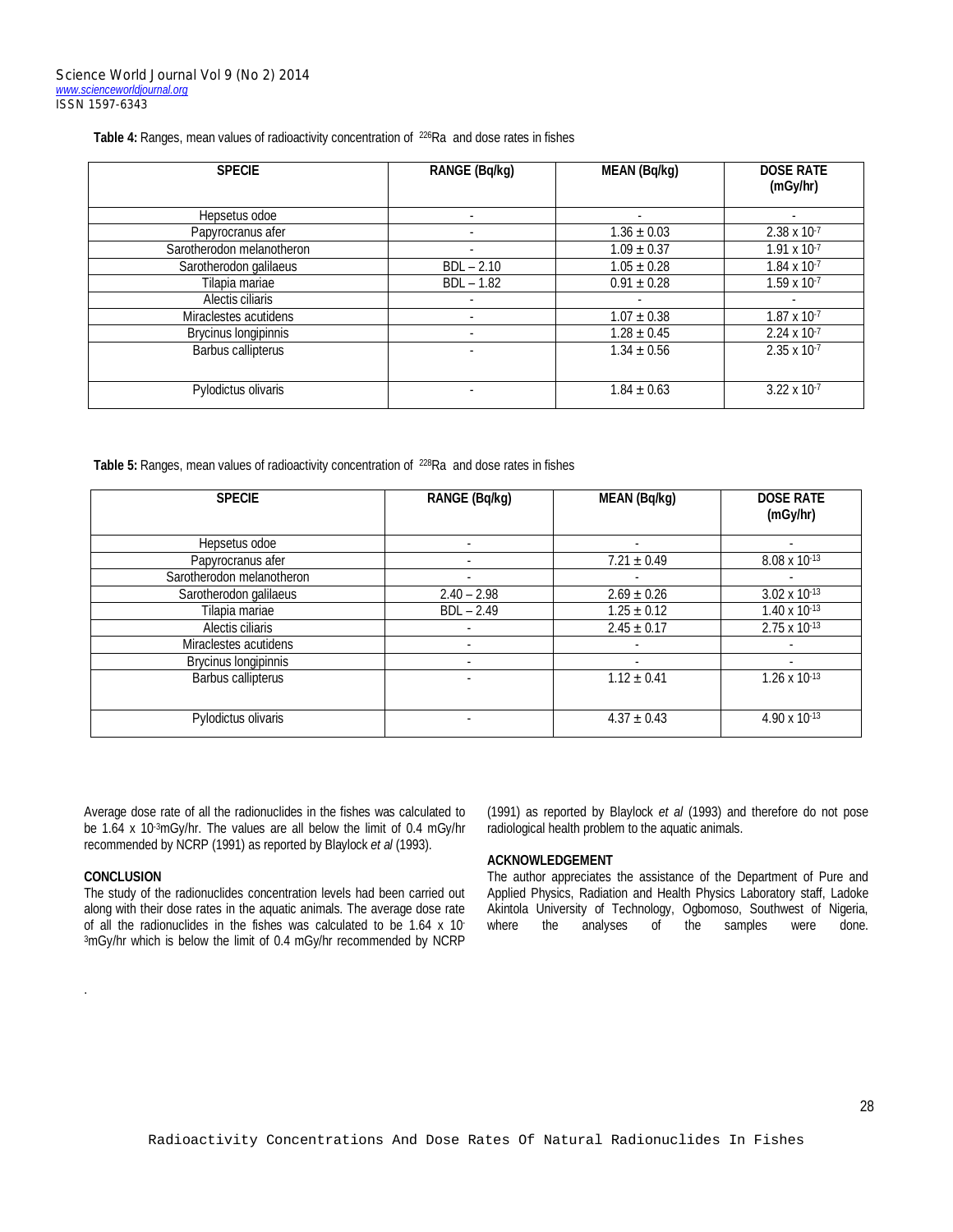**Table 4:** Ranges, mean values of radioactivity concentration of $^{226}$Ra and dose rates in fishes

| SPECIE | RANGE (Bq/kg) | MEAN (Bq/kg) | DOSE RATE (mGy/hr) |
|---|---|---|---|
| Hepsetus odoe | - | - | - |
| Papyrocranus afer | - | 1.36 ± 0.03 | $2.38 \times 10^{-7}$ |
| Sarotherodon melanotheron | - | 1.09 ± 0.37 | $1.91 \times 10^{-7}$ |
| Sarotherodon galilaeus | BDL – 2.10 | 1.05 ± 0.28 | $1.84 \times 10^{-7}$ |
| Tilapia mariae | BDL – 1.82 | 0.91 ± 0.28 | $1.59 \times 10^{-7}$ |
| Alectis ciliaris | - | - | - |
| Miraclestes acutidens | - | 1.07 ± 0.38 | $1.87 \times 10^{-7}$ |
| Brycinus longipinnis | - | 1.28 ± 0.45 | $2.24 \times 10^{-7}$ |
| Barbus callipterus | - | 1.34 ± 0.56 | $2.35 \times 10^{-7}$ |
| Pylodictus olivaris | - | 1.84 ± 0.63 | $3.22 \times 10^{-7}$ |

**Table 5:** Ranges, mean values of radioactivity concentration of $^{228}$Ra and dose rates in fishes

| SPECIE | RANGE (Bq/kg) | MEAN (Bq/kg) | DOSE RATE (mGy/hr) |
|---|---|---|---|
| Hepsetus odoe | - | - | - |
| Papyrocranus afer | - | 7.21 ± 0.49 | $8.08 \times 10^{-13}$ |
| Sarotherodon melanotheron | - | - | - |
| Sarotherodon galilaeus | 2.40 – 2.98 | 2.69 ± 0.26 | $3.02 \times 10^{-13}$ |
| Tilapia mariae | BDL – 2.49 | 1.25 ± 0.12 | $1.40 \times 10^{-13}$ |
| Alectis ciliaris | - | 2.45 ± 0.17 | $2.75 \times 10^{-13}$ |
| Miraclestes acutidens | - | - | - |
| Brycinus longipinnis | - | - | - |
| Barbus callipterus | - | 1.12 ± 0.41 | $1.26 \times 10^{-13}$ |
| Pylodictus olivaris | - | 4.37 ± 0.43 | $4.90 \times 10^{-13}$ |

Average dose rate of all the radionuclides in the fishes was calculated to be $1.64 \times 10^{-3}$mGy/hr. The values are all below the limit of 0.4 mGy/hr recommended by NCRP (1991) as reported by Blaylock *et al* (1993).

## CONCLUSION

The study of the radionuclides concentration levels had been carried out along with their dose rates in the aquatic animals. The average dose rate of all the radionuclides in the fishes was calculated to be $1.64 \times 10^{-3}$mGy/hr which is below the limit of 0.4 mGy/hr recommended by NCRP (1991) as reported by Blaylock *et al* (1993) and therefore do not pose radiological health problem to the aquatic animals.

## ACKNOWLEDGEMENT

The author appreciates the assistance of the Department of Pure and Applied Physics, Radiation and Health Physics Laboratory staff, Ladoke Akintola University of Technology, Ogbomoso, Southwest of Nigeria, where the analyses of the samples were done.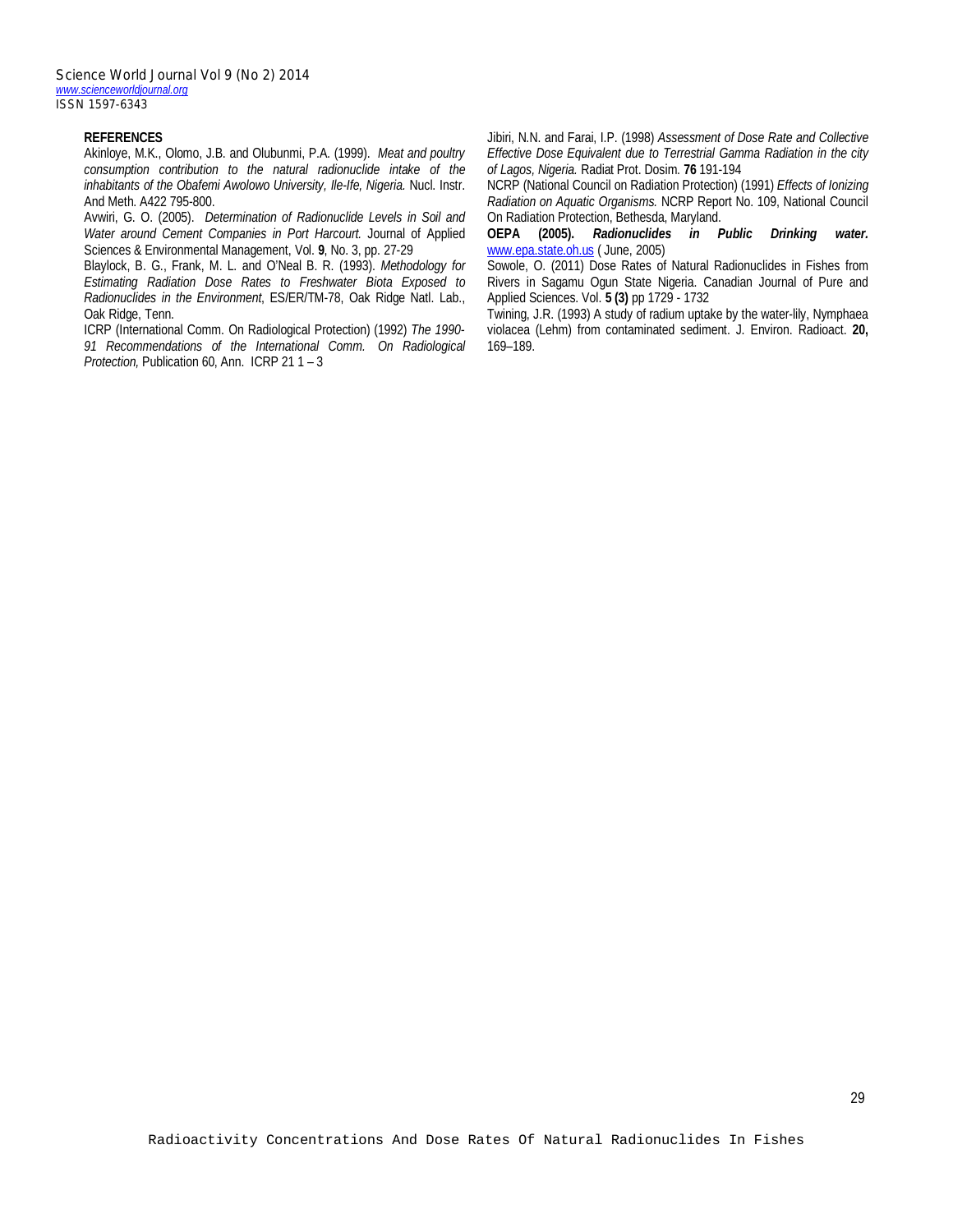## REFERENCES

Akinloye, M.K., Olomo, J.B. and Olubunmi, P.A. (1999). *Meat and poultry consumption contribution to the natural radionuclide intake of the inhabitants of the Obafemi Awolowo University, Ile-Ife, Nigeria.* Nucl. Instr. And Meth. A422 795-800.

Avwiri, G. O. (2005). *Determination of Radionuclide Levels in Soil and Water around Cement Companies in Port Harcourt.* Journal of Applied Sciences & Environmental Management, Vol. **9**, No. 3, pp. 27-29

Blaylock, B. G., Frank, M. L. and O'Neal B. R. (1993). *Methodology for Estimating Radiation Dose Rates to Freshwater Biota Exposed to Radionuclides in the Environment*, ES/ER/TM-78, Oak Ridge Natl. Lab., Oak Ridge, Tenn.

ICRP (International Comm. On Radiological Protection) (1992) *The 1990-91 Recommendations of the International Comm. On Radiological Protection,* Publication 60, Ann. ICRP 21 1 – 3

Jibiri, N.N. and Farai, I.P. (1998) *Assessment of Dose Rate and Collective Effective Dose Equivalent due to Terrestrial Gamma Radiation in the city of Lagos, Nigeria.* Radiat Prot. Dosim. **76** 191-194

NCRP (National Council on Radiation Protection) (1991) *Effects of Ionizing Radiation on Aquatic Organisms.* NCRP Report No. 109, National Council On Radiation Protection, Bethesda, Maryland.

**OEPA (2005).** ***Radionuclides in Public Drinking water.*** www.epa.state.oh.us ( June, 2005)

Sowole, O. (2011) Dose Rates of Natural Radionuclides in Fishes from Rivers in Sagamu Ogun State Nigeria. Canadian Journal of Pure and Applied Sciences. Vol. **5 (3)** pp 1729 - 1732

Twining, J.R. (1993) A study of radium uptake by the water-lily, Nymphaea violacea (Lehm) from contaminated sediment. J. Environ. Radioact. **20,** 169–189.